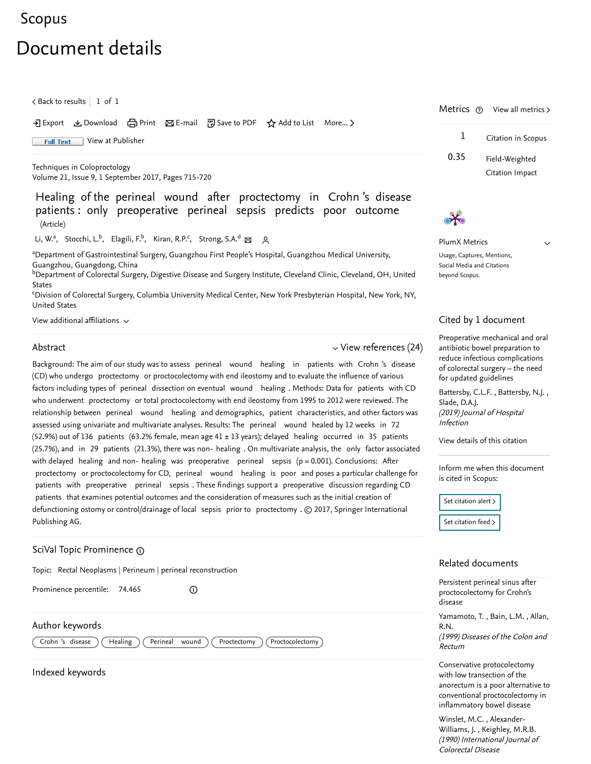Scopus

# Document details

< Back to results | 1 of 1

Export  Download  Print  E-mail  Save to PDF  Add to List  More...

Full Text  View at Publisher

Techniques in Coloproctology
Volume 21, Issue 9, 1 September 2017, Pages 715-720

## Healing of the perineal wound after proctectomy in Crohn's disease patients: only preoperative perineal sepsis predicts poor outcome

(Article)

Li, W.[a], Stocchi, L.[b], Elagili, F.[b], Kiran, R.P.[c], Strong, S.A.[d]

[a]Department of Gastrointestinal Surgery, Guangzhou First People's Hospital, Guangzhou Medical University, Guangzhou, Guangdong, China
[b]Department of Colorectal Surgery, Digestive Disease and Surgery Institute, Cleveland Clinic, Cleveland, OH, United States
[c]Division of Colorectal Surgery, Columbia University Medical Center, New York Presbyterian Hospital, New York, NY, United States

View additional affiliations

### Abstract

View references (24)

Background: The aim of our study was to assess perineal wound healing in patients with Crohn's disease (CD) who undergo proctectomy or proctocolectomy with end ileostomy and to evaluate the influence of various factors including types of perineal dissection on eventual wound healing. Methods: Data for patients with CD who underwent proctectomy or total proctocolectomy with end ileostomy from 1995 to 2012 were reviewed. The relationship between perineal wound healing and demographics, patient characteristics, and other factors was assessed using univariate and multivariate analyses. Results: The perineal wound healed by 12 weeks in 72 (52.9%) out of 136 patients (63.2% female, mean age 41 ± 13 years); delayed healing occurred in 35 patients (25.7%), and in 29 patients (21.3%), there was non-healing. On multivariate analysis, the only factor associated with delayed healing and non-healing was preoperative perineal sepsis ($p = 0.001$). Conclusions: After proctectomy or proctocolectomy for CD, perineal wound healing is poor and poses a particular challenge for patients with preoperative perineal sepsis. These findings support a preoperative discussion regarding CD patients that examines potential outcomes and the consideration of measures such as the initial creation of defunctioning ostomy or control/drainage of local sepsis prior to proctectomy. © 2017, Springer International Publishing AG.

### SciVal Topic Prominence

Topic: Rectal Neoplasms | Perineum | perineal reconstruction

Prominence percentile: 74.465

### Author keywords

Crohn's disease | Healing | Perineal wound | Proctectomy | Proctocolectomy

### Indexed keywords

### Metrics

View all metrics >

1 Citation in Scopus

0.35 Field-Weighted Citation Impact

PlumX Metrics

Usage, Captures, Mentions, Social Media and Citations beyond Scopus.

### Cited by 1 document

Preoperative mechanical and oral antibiotic bowel preparation to reduce infectious complications of colorectal surgery – the need for updated guidelines

Battersby, C.L.F., Battersby, N.J., Slade, D.A.J.
*(2019) Journal of Hospital Infection*

View details of this citation

Inform me when this document is cited in Scopus:

Set citation alert >

Set citation feed >

### Related documents

Persistent perineal sinus after proctocolectomy for Crohn's disease

Yamamoto, T., Bain, L.M., Allan, R.N.
*(1999) Diseases of the Colon and Rectum*

Conservative protocolectomy with low transection of the anorectum is a poor alternative to conventional proctocolectomy in inflammatory bowel disease

Winslet, M.C., Alexander-Williams, J., Keighley, M.R.B.
*(1990) International Journal of Colorectal Disease*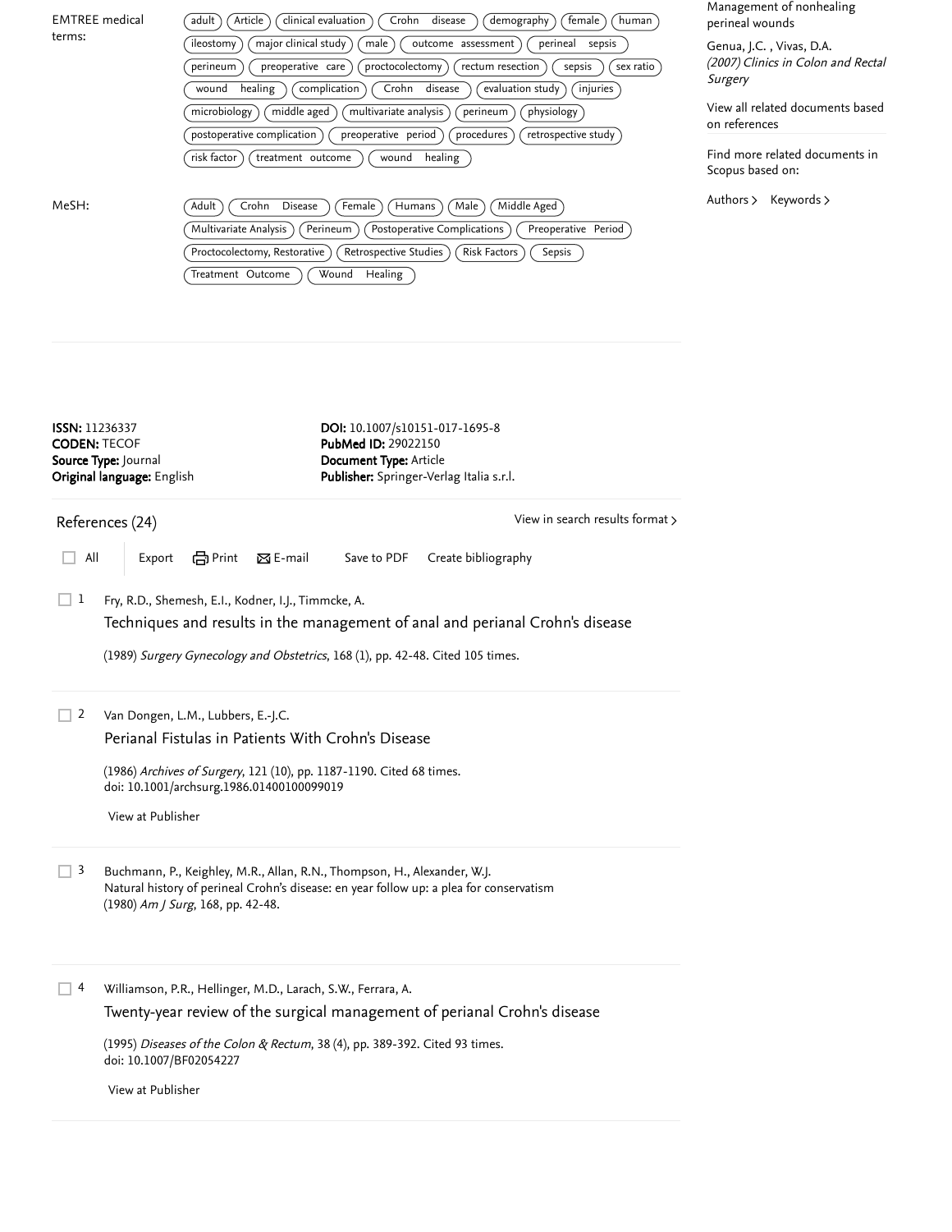EMTREE medical terms: adult, Article, clinical evaluation, Crohn disease, demography, female, human, ileostomy, major clinical study, male, outcome assessment, perineal sepsis, perineum, preoperative care, proctocolectomy, rectum resection, sepsis, sex ratio, wound healing, complication, Crohn disease, evaluation study, injuries, microbiology, middle aged, multivariate analysis, perineum, physiology, postoperative complication, preoperative period, procedures, retrospective study, risk factor, treatment outcome, wound healing

MeSH: Adult, Crohn Disease, Female, Humans, Male, Middle Aged, Multivariate Analysis, Perineum, Postoperative Complications, Preoperative Period, Proctocolectomy, Restorative, Retrospective Studies, Risk Factors, Sepsis, Treatment Outcome, Wound Healing

Management of nonhealing perineal wounds

Genua, J.C. , Vivas, D.A.
*(2007) Clinics in Colon and Rectal Surgery*

View all related documents based on references

Find more related documents in Scopus based on:

Authors > Keywords >

**ISSN:** 11236337
**CODEN:** TECOF
**Source Type:** Journal
**Original language:** English

**DOI:** 10.1007/s10151-017-1695-8
**PubMed ID:** 29022150
**Document Type:** Article
**Publisher:** Springer-Verlag Italia s.r.l.

## References (24)

View in search results format >

All Export Print E-mail Save to PDF Create bibliography

1. Fry, R.D., Shemesh, E.I., Kodner, I.J., Timmcke, A.
   Techniques and results in the management of anal and perianal Crohn's disease
   (1989) *Surgery Gynecology and Obstetrics*, 168 (1), pp. 42-48. Cited 105 times.

2. Van Dongen, L.M., Lubbers, E.-J.C.
   Perianal Fistulas in Patients With Crohn's Disease
   (1986) *Archives of Surgery*, 121 (10), pp. 1187-1190. Cited 68 times.
   doi: 10.1001/archsurg.1986.01400100099019
   View at Publisher

3. Buchmann, P., Keighley, M.R., Allan, R.N., Thompson, H., Alexander, W.J.
   Natural history of perineal Crohn's disease: en year follow up: a plea for conservatism
   (1980) *Am J Surg*, 168, pp. 42-48.

4. Williamson, P.R., Hellinger, M.D., Larach, S.W., Ferrara, A.
   Twenty-year review of the surgical management of perianal Crohn's disease
   (1995) *Diseases of the Colon & Rectum*, 38 (4), pp. 389-392. Cited 93 times.
   doi: 10.1007/BF02054227
   View at Publisher